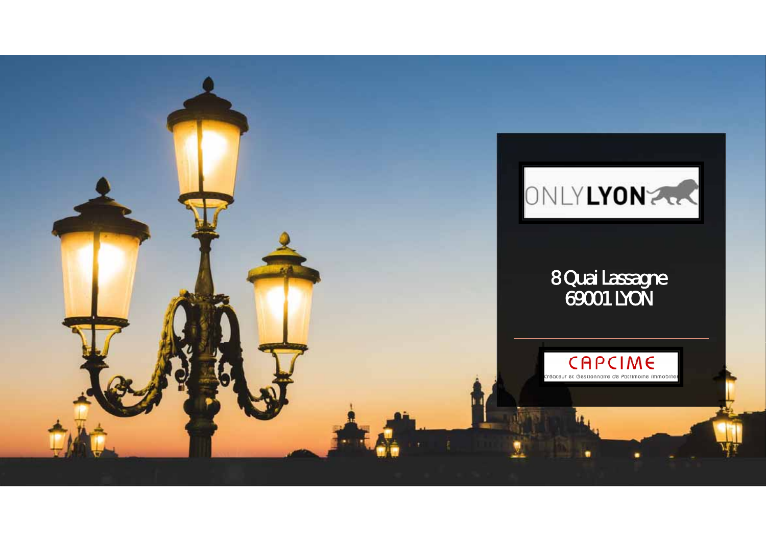ONLYLYON

8 Quai Lassagne
69001 LYON

CAPCIME
Créateur et Gestionnaire de Patrimoine Immobilier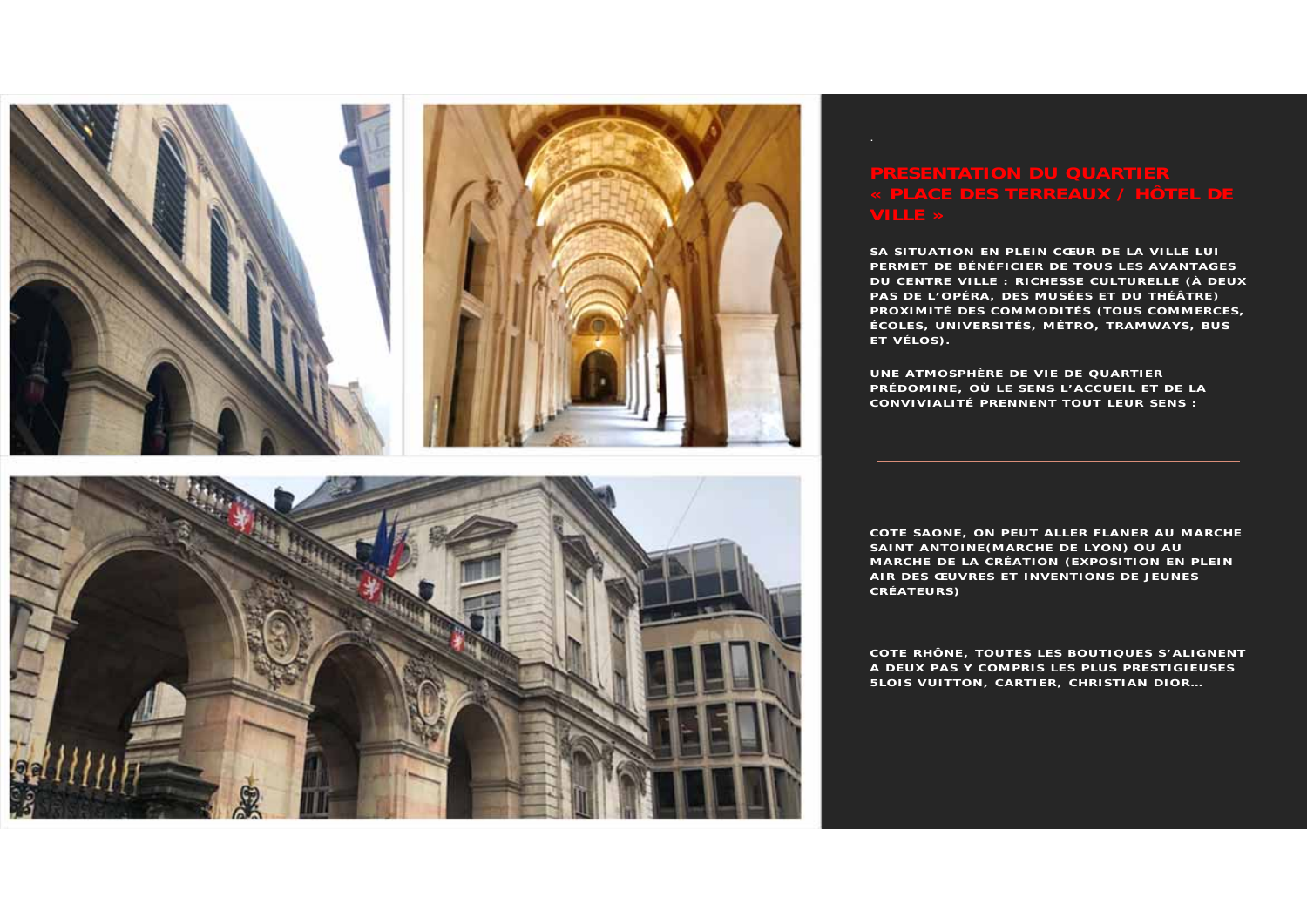## PRESENTATION DU QUARTIER « PLACE DES TERREAUX / HÔTEL DE VILLE »

SA SITUATION EN PLEIN CŒUR DE LA VILLE LUI PERMET DE BÉNÉFICIER DE TOUS LES AVANTAGES DU CENTRE VILLE : RICHESSE CULTURELLE (À DEUX PAS DE L'OPÉRA, DES MUSÉES ET DU THÉÂTRE) PROXIMITÉ DES COMMODITÉS (TOUS COMMERCES, ÉCOLES, UNIVERSITÉS, MÉTRO, TRAMWAYS, BUS ET VÉLOS).

UNE ATMOSPHÈRE DE VIE DE QUARTIER PRÉDOMINE, OÙ LE SENS L'ACCUEIL ET DE LA CONVIVIALITÉ PRENNENT TOUT LEUR SENS :

---

COTE SAONE, ON PEUT ALLER FLANER AU MARCHE SAINT ANTOINE(MARCHE DE LYON) OU AU MARCHE DE LA CRÉATION (EXPOSITION EN PLEIN AIR DES ŒUVRES ET INVENTIONS DE JEUNES CRÉATEURS)

COTE RHÔNE, TOUTES LES BOUTIQUES S'ALIGNENT A DEUX PAS Y COMPRIS LES PLUS PRESTIGIEUSES 5LOIS VUITTON, CARTIER, CHRISTIAN DIOR…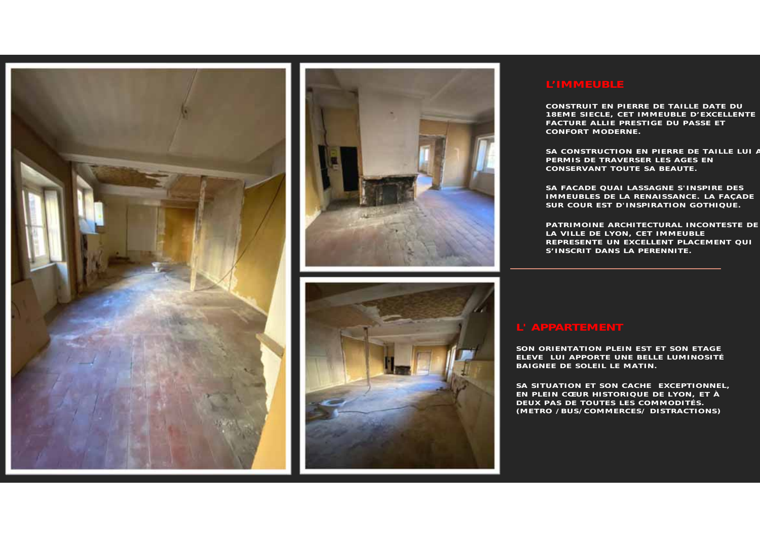## L'IMMEUBLE

CONSTRUIT EN PIERRE DE TAILLE DATE DU 18EME SIECLE, CET IMMEUBLE D'EXCELLENTE FACTURE ALLIE PRESTIGE DU PASSE ET CONFORT MODERNE.

SA CONSTRUCTION EN PIERRE DE TAILLE LUI A PERMIS DE TRAVERSER LES AGES EN CONSERVANT TOUTE SA BEAUTE.

SA FACADE QUAI LASSAGNE S'INSPIRE DES IMMEUBLES DE LA RENAISSANCE. LA FAÇADE SUR COUR EST D'INSPIRATION GOTHIQUE.

PATRIMOINE ARCHITECTURAL INCONTESTE DE LA VILLE DE LYON, CET IMMEUBLE REPRESENTE UN EXCELLENT PLACEMENT QUI S'INSCRIT DANS LA PERENNITE.

---

## L' APPARTEMENT

SON ORIENTATION PLEIN EST ET SON ETAGE ELEVE LUI APPORTE UNE BELLE LUMINOSITÉ BAIGNEE DE SOLEIL LE MATIN.

SA SITUATION ET SON CACHE EXCEPTIONNEL, EN PLEIN CŒUR HISTORIQUE DE LYON, ET À DEUX PAS DE TOUTES LES COMMODITÉS. (METRO / BUS/ COMMERCES/ DISTRACTIONS)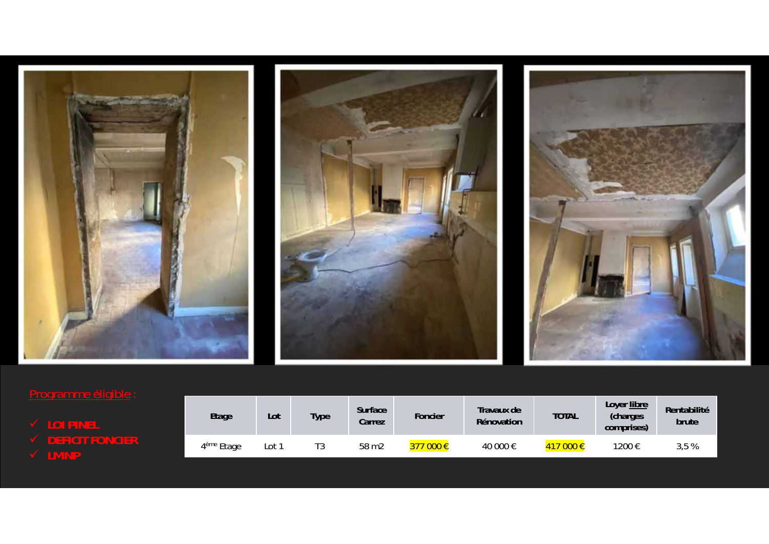Programme éligible :

- ✓ **LOI PINEL**
- ✓ **DEFICIT FONCIER**
- ✓ **LMNP**

| Etage | Lot | Type | Surface Carrez | Foncier | Travaux de Rénovation | TOTAL | Loyer libre (charges comprises) | Rentabilité brute |
|---|---|---|---|---|---|---|---|---|
| 4ème Etage | Lot 1 | T3 | 58 m2 | 377 000 € | 40 000 € | 417 000 € | 1200 € | 3,5 % |